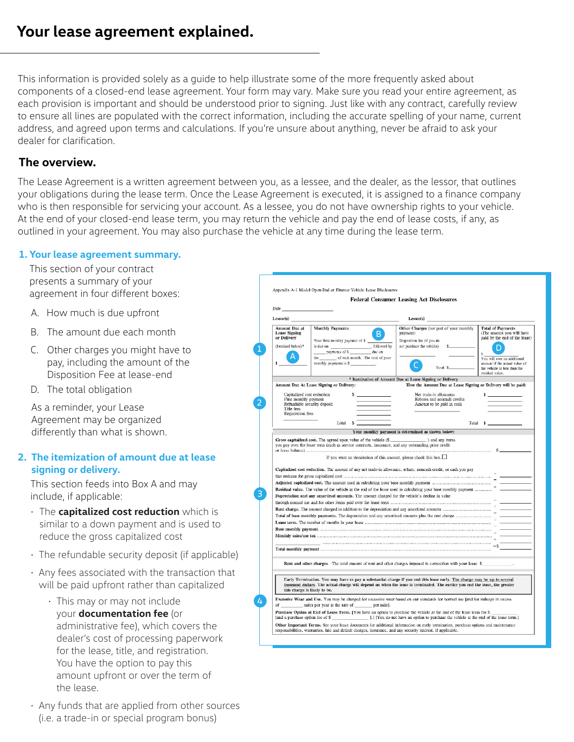# Your lease agreement explained.

This information is provided solely as a guide to help illustrate some of the more frequently asked about components of a closed-end lease agreement. Your form may vary. Make sure you read your entire agreement, as each provision is important and should be understood prior to signing. Just like with any contract, carefully review to ensure all lines are populated with the correct information, including the accurate spelling of your name, current address, and agreed upon terms and calculations. If you're unsure about anything, never be afraid to ask your dealer for clarification.

## The overview.

The Lease Agreement is a written agreement between you, as a lessee, and the dealer, as the lessor, that outlines your obligations during the lease term. Once the Lease Agreement is executed, it is assigned to a finance company who is then responsible for servicing your account. As a lessee, you do not have ownership rights to your vehicle. At the end of your closed-end lease term, you may return the vehicle and pay the end of lease costs, if any, as outlined in your agreement. You may also purchase the vehicle at any time during the lease term.

### 1. Your lease agreement summary.

This section of your contract presents a summary of your agreement in four different boxes:

A. How much is due upfront

B. The amount due each month

C. Other charges you might have to pay, including the amount of the Disposition Fee at lease-end

D. The total obligation

As a reminder, your Lease Agreement may be organized differently than what is shown.

### 2. The itemization of amount due at lease signing or delivery.

This section feeds into Box A and may include, if applicable:

- The **capitalized cost reduction** which is similar to a down payment and is used to reduce the gross capitalized cost
- The refundable security deposit (if applicable)
- Any fees associated with the transaction that will be paid upfront rather than capitalized
  - This may or may not include your **documentation fee** (or administrative fee), which covers the dealer's cost of processing paperwork for the lease, title, and registration. You have the option to pay this amount upfront or over the term of the lease.
- Any funds that are applied from other sources (i.e. a trade-in or special program bonus)

Appendix A-1 Model Open-End or Finance Vehicle Lease Disclosures

**Federal Consumer Leasing Act Disclosures**

Date ______________

Lessor(s) ______________ Lessee(s) ______________

| Amount Due at Lease Signing or Delivery (Itemized below)* $ ______ **(A)** | Monthly Payments **(B)** Your first monthly payment of $ ______ is due on ______, followed by ______ payments of $ ______ due on the ______ of each month. The total of your monthly payments is $ ______. | Other Charges (not part of your monthly payment) **(C)** Disposition fee (if you do not purchase the vehicle) $ ______ Total $ ______ | Total of Payments (The amount you will have paid by the end of the lease) **(D)** $ ______ You will owe an additional amount if the actual value of the vehicle is less than the residual value. |
|---|---|---|---|

**\* Itemization of Amount Due at Lease Signing or Delivery**

| Amount Due At Lease Signing or Delivery: | | How the Amount Due at Lease Signing or Delivery will be paid: | |
|---|---|---|---|
| Capitalized cost reduction | $ ______ | Net trade-in allowance | $ ______ |
| First monthly payment | ______ | Rebates and noncash credits | ______ |
| Refundable security deposit | ______ | Amount to be paid in cash | ______ |
| Title fees | ______ | | |
| Registration fees | ______ | | |
| Total | $ ______ | Total | $ ______ |

**Your monthly payment is determined as shown below:**

**Gross capitalized cost.** The agreed upon value of the vehicle ($ ______) and any items you pay over the lease term (such as service contracts, insurance, and any outstanding prior credit or lease balance) ........ $ ______

If you want an itemization of this amount, please check this box. ☐

**Capitalized cost reduction.** The amount of any net trade-in allowance, rebate, noncash credit, or cash you pay that reduces the gross capitalized cost ........ – ______

**Adjusted capitalized cost.** The amount used in calculating your base monthly payment ........ = ______

**Residual value.** The value of the vehicle at the end of the lease used in calculating your base monthly payment ........ – ______

**Depreciation and any amortized amounts.** The amount charged for the vehicle's decline in value through normal use and for other items paid over the lease term ........ = ______

**Rent charge.** The amount charged in addition to the depreciation and any amortized amounts ........ + ______

**Total of base monthly payments.** The depreciation and any amortized amounts plus the rent charge ........ = ______

**Lease term.** The number of months in your lease ........ ÷ ______

**Base monthly payment** ........ = ______

**Monthly sales/use tax** ........ + ______

______ ........ + ______

**Total monthly payment** ........ =$ ______

**Rent and other charges.** The total amount of rent and other charges imposed in connection with your lease $ ______.

**Early Termination.** You may have to pay a substantial charge if you end this lease early. The charge may be up to several thousand dollars. The actual charge will depend on when the lease is terminated. The earlier you end the lease, the greater this charge is likely to be.

**Excessive Wear and Use.** You may be charged for excessive wear based on our standards for normal use [and for mileage in excess of ______ miles per year at the rate of ______ per mile].

**Purchase Option at End of Lease Term.** [You have an option to purchase the vehicle at the end of the lease term for $ ______ [and a purchase option fee of $ ______].] [You do not have an option to purchase the vehicle at the end of the lease term.]

**Other Important Terms.** See your lease documents for additional information on early termination, purchase options and maintenance responsibilities, warranties, late and default charges, insurance, and any security interest, if applicable.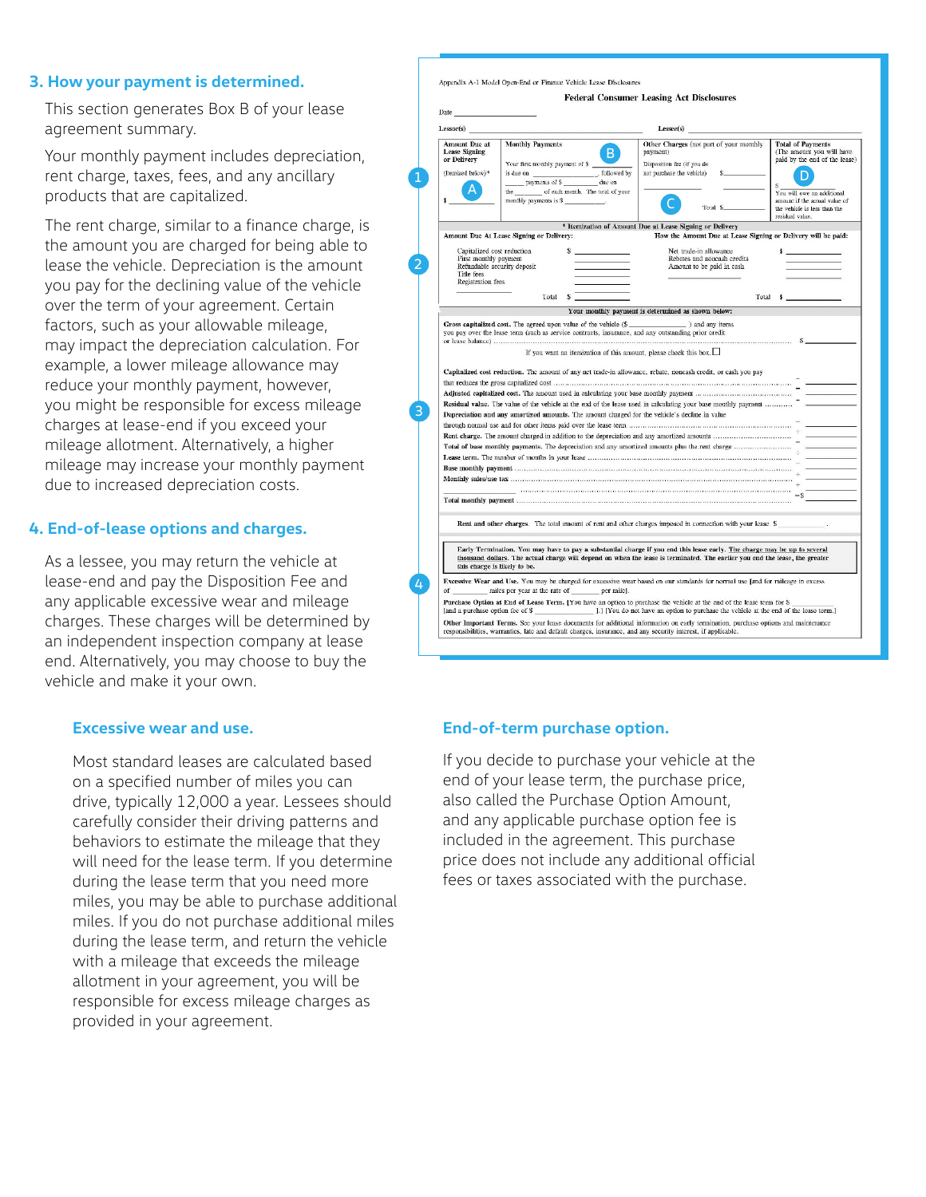## 3. How your payment is determined.

This section generates Box B of your lease agreement summary.

Your monthly payment includes depreciation, rent charge, taxes, fees, and any ancillary products that are capitalized.

The rent charge, similar to a finance charge, is the amount you are charged for being able to lease the vehicle. Depreciation is the amount you pay for the declining value of the vehicle over the term of your agreement. Certain factors, such as your allowable mileage, may impact the depreciation calculation. For example, a lower mileage allowance may reduce your monthly payment, however, you might be responsible for excess mileage charges at lease-end if you exceed your mileage allotment. Alternatively, a higher mileage may increase your monthly payment due to increased depreciation costs.

## 4. End-of-lease options and charges.

As a lessee, you may return the vehicle at lease-end and pay the Disposition Fee and any applicable excessive wear and mileage charges. These charges will be determined by an independent inspection company at lease end. Alternatively, you may choose to buy the vehicle and make it your own.

Appendix A-1 Model Open-End or Finance Vehicle Lease Disclosures

**Federal Consumer Leasing Act Disclosures**

Date ____________

Lessor(s) ____________ Lessee(s) ____________

| Amount Due at Lease Signing or Delivery (Itemized below)* | Monthly Payments | Other Charges (not part of your monthly payment) | Total of Payments (The amount you will have paid by the end of the lease) |
|---|---|---|---|
| A $ ________ | B Your first monthly payment of $ ________ is due on ________, followed by ________ payments of $ ________ due on the ________ of each month. The total of your monthly payments is $ ________. | Disposition fee (if you do not purchase the vehicle) $ ________ C Total $ ________ | D $ ________ You will owe an additional amount if the actual value of the vehicle is less than the residual value. |

1, 2, 3, 4

\* Itemization of Amount Due at Lease Signing or Delivery

| Amount Due At Lease Signing or Delivery: | | How the Amount Due at Lease Signing or Delivery will be paid: | |
|---|---|---|---|
| Capitalized cost reduction | $ ________ | Net trade-in allowance | $ ________ |
| First monthly payment | ________ | Rebates and noncash credits | ________ |
| Refundable security deposit | ________ | Amount to be paid in cash | ________ |
| Title fees | ________ | | ________ |
| Registration fees | ________ | | |
| Total | $ ________ | Total | $ ________ |

**Your monthly payment is determined as shown below:**

**Gross capitalized cost.** The agreed upon value of the vehicle ($ ________) and any items you pay over the lease term (such as service contracts, insurance, and any outstanding prior credit or lease balance) ........ $ ________

If you want an itemization of this amount, please check this box. ☐

**Capitalized cost reduction.** The amount of any net trade-in allowance, rebate, noncash credit, or cash you pay that reduces the gross capitalized cost ........ − ________

**Adjusted capitalized cost.** The amount used in calculating your base monthly payment ........ = ________

**Residual value.** The value of the vehicle at the end of the lease used in calculating your base monthly payment ........ − ________

**Depreciation and any amortized amounts.** The amount charged for the vehicle's decline in value through normal use and for other items paid over the lease term ........ = ________

**Rent charge.** The amount charged in addition to the depreciation and any amortized amounts ........ + ________

**Total of base monthly payments.** The depreciation and any amortized amounts plus the rent charge ........ = ________

**Lease term.** The number of months in your lease ........ ÷ ________

**Base monthly payment** ........ = ________

**Monthly sales/use tax** ........ + ________

........ + ________

**Total monthly payment** ........ =$ ________

**Rent and other charges.** The total amount of rent and other charges imposed in connection with your lease $ ________.

**Early Termination.** You may have to pay a substantial charge if you end this lease early. The charge may be up to several thousand dollars. The actual charge will depend on when the lease is terminated. The earlier you end the lease, the greater this charge is likely to be.

**Excessive Wear and Use.** You may be charged for excessive wear based on our standards for normal use [and for mileage in excess of ________ miles per year at the rate of ________ per mile].

**Purchase Option at End of Lease Term.** [You have an option to purchase the vehicle at the end of the lease term for $ ________ [and a purchase option fee of $ ________].] [You do not have an option to purchase the vehicle at the end of the lease term.]

**Other Important Terms.** See your lease documents for additional information on early termination, purchase options and maintenance responsibilities, warranties, late and default charges, insurance, and any security interest, if applicable.

### Excessive wear and use.

Most standard leases are calculated based on a specified number of miles you can drive, typically 12,000 a year. Lessees should carefully consider their driving patterns and behaviors to estimate the mileage that they will need for the lease term. If you determine during the lease term that you need more miles, you may be able to purchase additional miles. If you do not purchase additional miles during the lease term, and return the vehicle with a mileage that exceeds the mileage allotment in your agreement, you will be responsible for excess mileage charges as provided in your agreement.

### End-of-term purchase option.

If you decide to purchase your vehicle at the end of your lease term, the purchase price, also called the Purchase Option Amount, and any applicable purchase option fee is included in the agreement. This purchase price does not include any additional official fees or taxes associated with the purchase.